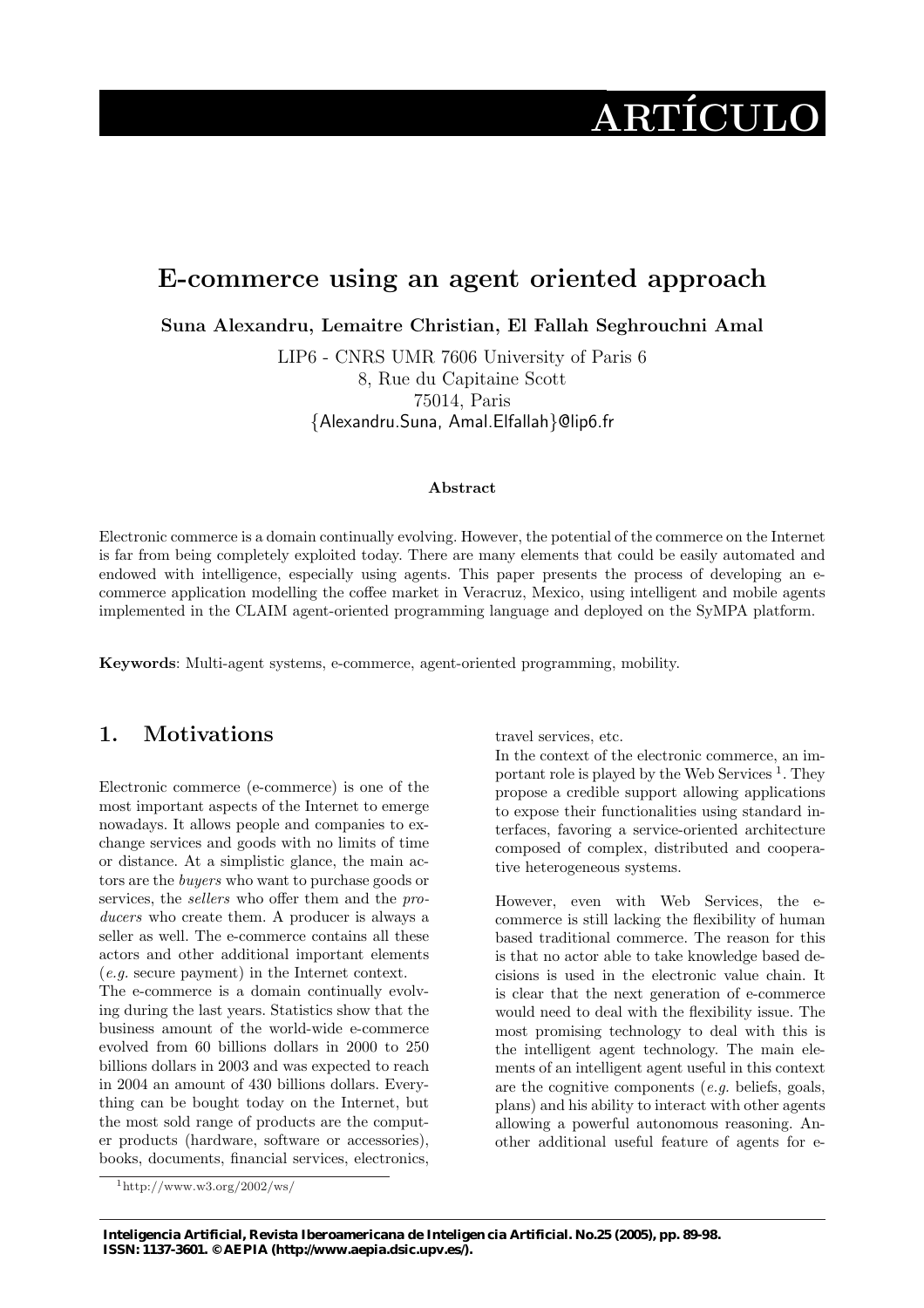# ARTÍCULO

## E-commerce using an agent oriented approach

**Suna Alexandru, Lemaitre Christian, El Fallah Seghrouchni Amal**

LIP6 - CNRS UMR 7606 University of Paris 6
8, Rue du Capitaine Scott
75014, Paris
{Alexandru.Suna, Amal.Elfallah}@lip6.fr

**Abstract**

Electronic commerce is a domain continually evolving. However, the potential of the commerce on the Internet is far from being completely exploited today. There are many elements that could be easily automated and endowed with intelligence, especially using agents. This paper presents the process of developing an e-commerce application modelling the coffee market in Veracruz, Mexico, using intelligent and mobile agents implemented in the CLAIM agent-oriented programming language and deployed on the SyMPA platform.

**Keywords**: Multi-agent systems, e-commerce, agent-oriented programming, mobility.

## 1. Motivations

Electronic commerce (e-commerce) is one of the most important aspects of the Internet to emerge nowadays. It allows people and companies to exchange services and goods with no limits of time or distance. At a simplistic glance, the main actors are the *buyers* who want to purchase goods or services, the *sellers* who offer them and the *producers* who create them. A producer is always a seller as well. The e-commerce contains all these actors and other additional important elements (*e.g.* secure payment) in the Internet context.

The e-commerce is a domain continually evolving during the last years. Statistics show that the business amount of the world-wide e-commerce evolved from 60 billions dollars in 2000 to 250 billions dollars in 2003 and was expected to reach in 2004 an amount of 430 billions dollars. Everything can be bought today on the Internet, but the most sold range of products are the computer products (hardware, software or accessories), books, documents, financial services, electronics, travel services, etc.

In the context of the electronic commerce, an important role is played by the Web Services [1]. They propose a credible support allowing applications to expose their functionalities using standard interfaces, favoring a service-oriented architecture composed of complex, distributed and cooperative heterogeneous systems.

However, even with Web Services, the e-commerce is still lacking the flexibility of human based traditional commerce. The reason for this is that no actor able to take knowledge based decisions is used in the electronic value chain. It is clear that the next generation of e-commerce would need to deal with the flexibility issue. The most promising technology to deal with this is the intelligent agent technology. The main elements of an intelligent agent useful in this context are the cognitive components (*e.g.* beliefs, goals, plans) and his ability to interact with other agents allowing a powerful autonomous reasoning. Another additional useful feature of agents for e-

[1] http://www.w3.org/2002/ws/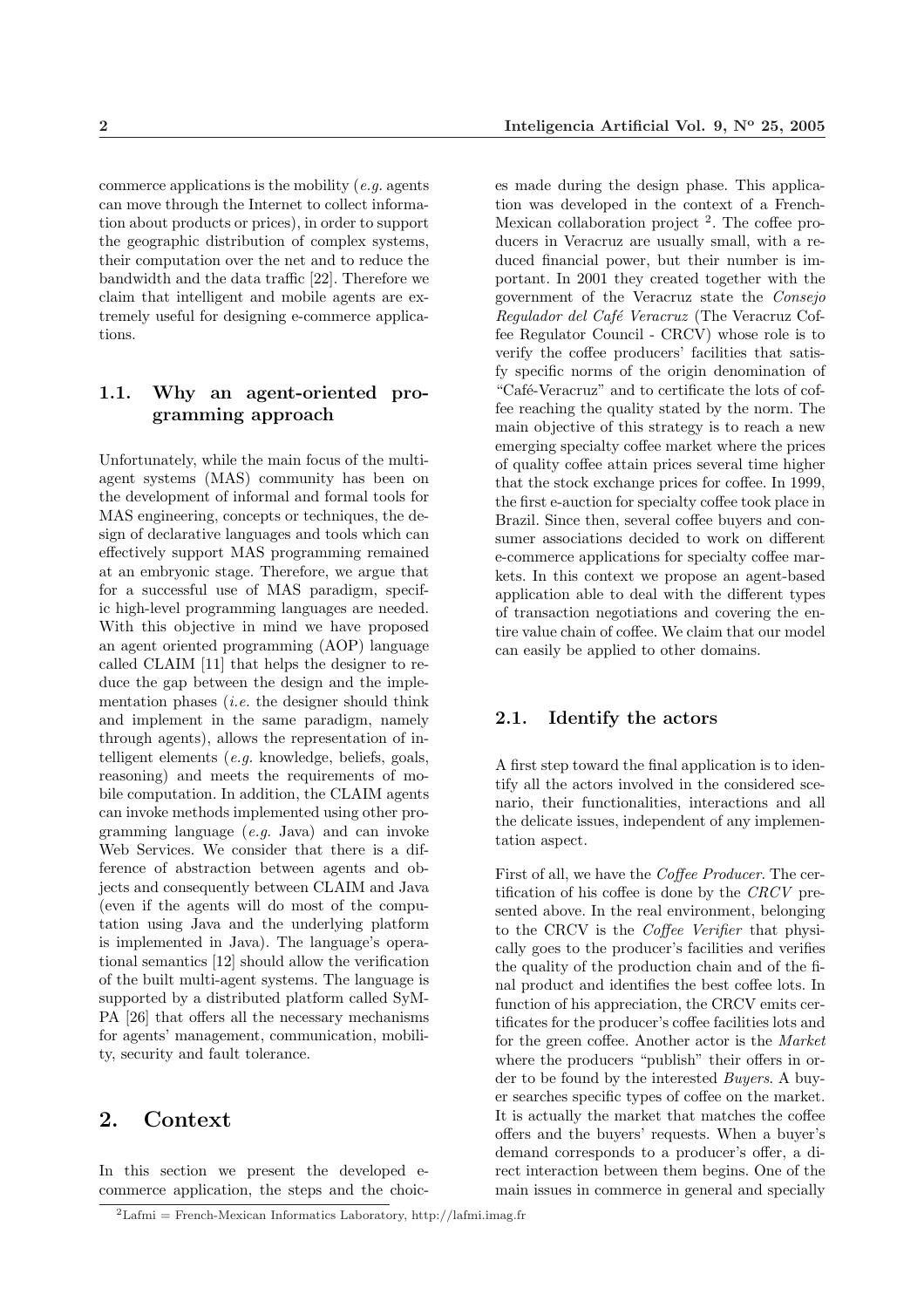commerce applications is the mobility (*e.g.* agents can move through the Internet to collect information about products or prices), in order to support the geographic distribution of complex systems, their computation over the net and to reduce the bandwidth and the data traffic [22]. Therefore we claim that intelligent and mobile agents are extremely useful for designing e-commerce applications.

### 1.1. Why an agent-oriented programming approach

Unfortunately, while the main focus of the multi-agent systems (MAS) community has been on the development of informal and formal tools for MAS engineering, concepts or techniques, the design of declarative languages and tools which can effectively support MAS programming remained at an embryonic stage. Therefore, we argue that for a successful use of MAS paradigm, specific high-level programming languages are needed. With this objective in mind we have proposed an agent oriented programming (AOP) language called CLAIM [11] that helps the designer to reduce the gap between the design and the implementation phases (*i.e.* the designer should think and implement in the same paradigm, namely through agents), allows the representation of intelligent elements (*e.g.* knowledge, beliefs, goals, reasoning) and meets the requirements of mobile computation. In addition, the CLAIM agents can invoke methods implemented using other programming language (*e.g.* Java) and can invoke Web Services. We consider that there is a difference of abstraction between agents and objects and consequently between CLAIM and Java (even if the agents will do most of the computation using Java and the underlying platform is implemented in Java). The language's operational semantics [12] should allow the verification of the built multi-agent systems. The language is supported by a distributed platform called SyMPA [26] that offers all the necessary mechanisms for agents' management, communication, mobility, security and fault tolerance.

## 2. Context

In this section we present the developed e-commerce application, the steps and the choices made during the design phase. This application was developed in the context of a French-Mexican collaboration project [2]. The coffee producers in Veracruz are usually small, with a reduced financial power, but their number is important. In 2001 they created together with the government of the Veracruz state the *Consejo Regulador del Café Veracruz* (The Veracruz Coffee Regulator Council - CRCV) whose role is to verify the coffee producers' facilities that satisfy specific norms of the origin denomination of "Café-Veracruz" and to certificate the lots of coffee reaching the quality stated by the norm. The main objective of this strategy is to reach a new emerging specialty coffee market where the prices of quality coffee attain prices several time higher that the stock exchange prices for coffee. In 1999, the first e-auction for specialty coffee took place in Brazil. Since then, several coffee buyers and consumer associations decided to work on different e-commerce applications for specialty coffee markets. In this context we propose an agent-based application able to deal with the different types of transaction negotiations and covering the entire value chain of coffee. We claim that our model can easily be applied to other domains.

### 2.1. Identify the actors

A first step toward the final application is to identify all the actors involved in the considered scenario, their functionalities, interactions and all the delicate issues, independent of any implementation aspect.

First of all, we have the *Coffee Producer*. The certification of his coffee is done by the *CRCV* presented above. In the real environment, belonging to the CRCV is the *Coffee Verifier* that physically goes to the producer's facilities and verifies the quality of the production chain and of the final product and identifies the best coffee lots. In function of his appreciation, the CRCV emits certificates for the producer's coffee facilities lots and for the green coffee. Another actor is the *Market* where the producers "publish" their offers in order to be found by the interested *Buyers*. A buyer searches specific types of coffee on the market. It is actually the market that matches the coffee offers and the buyers' requests. When a buyer's demand corresponds to a producer's offer, a direct interaction between them begins. One of the main issues in commerce in general and specially

[2]Lafmi = French-Mexican Informatics Laboratory, http://lafmi.imag.fr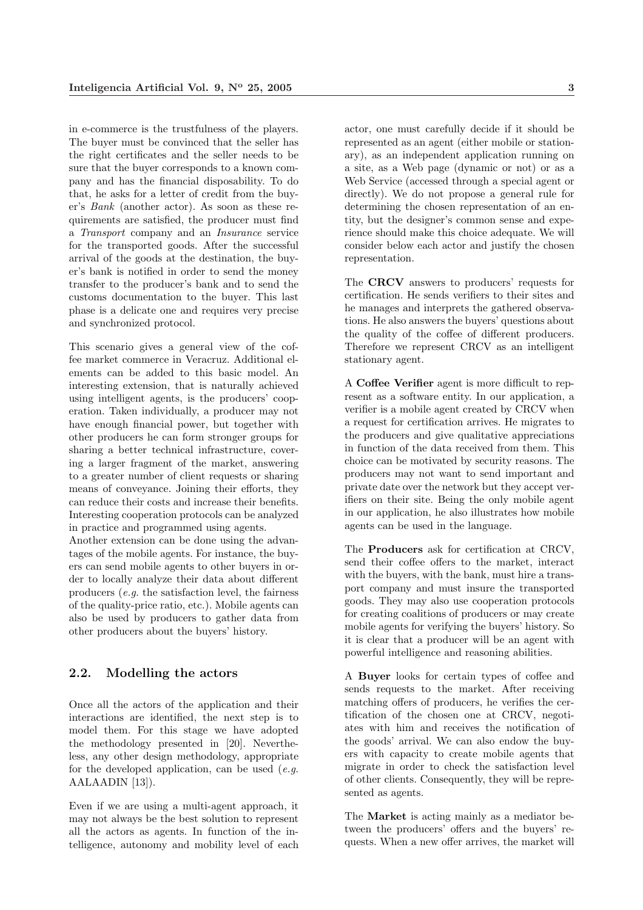in e-commerce is the trustfulness of the players. The buyer must be convinced that the seller has the right certificates and the seller needs to be sure that the buyer corresponds to a known company and has the financial disposability. To do that, he asks for a letter of credit from the buyer's *Bank* (another actor). As soon as these requirements are satisfied, the producer must find a *Transport* company and an *Insurance* service for the transported goods. After the successful arrival of the goods at the destination, the buyer's bank is notified in order to send the money transfer to the producer's bank and to send the customs documentation to the buyer. This last phase is a delicate one and requires very precise and synchronized protocol.

This scenario gives a general view of the coffee market commerce in Veracruz. Additional elements can be added to this basic model. An interesting extension, that is naturally achieved using intelligent agents, is the producers' cooperation. Taken individually, a producer may not have enough financial power, but together with other producers he can form stronger groups for sharing a better technical infrastructure, covering a larger fragment of the market, answering to a greater number of client requests or sharing means of conveyance. Joining their efforts, they can reduce their costs and increase their benefits. Interesting cooperation protocols can be analyzed in practice and programmed using agents.
Another extension can be done using the advantages of the mobile agents. For instance, the buyers can send mobile agents to other buyers in order to locally analyze their data about different producers (*e.g.* the satisfaction level, the fairness of the quality-price ratio, etc.). Mobile agents can also be used by producers to gather data from other producers about the buyers' history.

## 2.2. Modelling the actors

Once all the actors of the application and their interactions are identified, the next step is to model them. For this stage we have adopted the methodology presented in [20]. Nevertheless, any other design methodology, appropriate for the developed application, can be used (*e.g.* AALAADIN [13]).

Even if we are using a multi-agent approach, it may not always be the best solution to represent all the actors as agents. In function of the intelligence, autonomy and mobility level of each actor, one must carefully decide if it should be represented as an agent (either mobile or stationary), as an independent application running on a site, as a Web page (dynamic or not) or as a Web Service (accessed through a special agent or directly). We do not propose a general rule for determining the chosen representation of an entity, but the designer's common sense and experience should make this choice adequate. We will consider below each actor and justify the chosen representation.

The **CRCV** answers to producers' requests for certification. He sends verifiers to their sites and he manages and interprets the gathered observations. He also answers the buyers' questions about the quality of the coffee of different producers. Therefore we represent CRCV as an intelligent stationary agent.

A **Coffee Verifier** agent is more difficult to represent as a software entity. In our application, a verifier is a mobile agent created by CRCV when a request for certification arrives. He migrates to the producers and give qualitative appreciations in function of the data received from them. This choice can be motivated by security reasons. The producers may not want to send important and private date over the network but they accept verifiers on their site. Being the only mobile agent in our application, he also illustrates how mobile agents can be used in the language.

The **Producers** ask for certification at CRCV, send their coffee offers to the market, interact with the buyers, with the bank, must hire a transport company and must insure the transported goods. They may also use cooperation protocols for creating coalitions of producers or may create mobile agents for verifying the buyers' history. So it is clear that a producer will be an agent with powerful intelligence and reasoning abilities.

A **Buyer** looks for certain types of coffee and sends requests to the market. After receiving matching offers of producers, he verifies the certification of the chosen one at CRCV, negotiates with him and receives the notification of the goods' arrival. We can also endow the buyers with capacity to create mobile agents that migrate in order to check the satisfaction level of other clients. Consequently, they will be represented as agents.

The **Market** is acting mainly as a mediator between the producers' offers and the buyers' requests. When a new offer arrives, the market will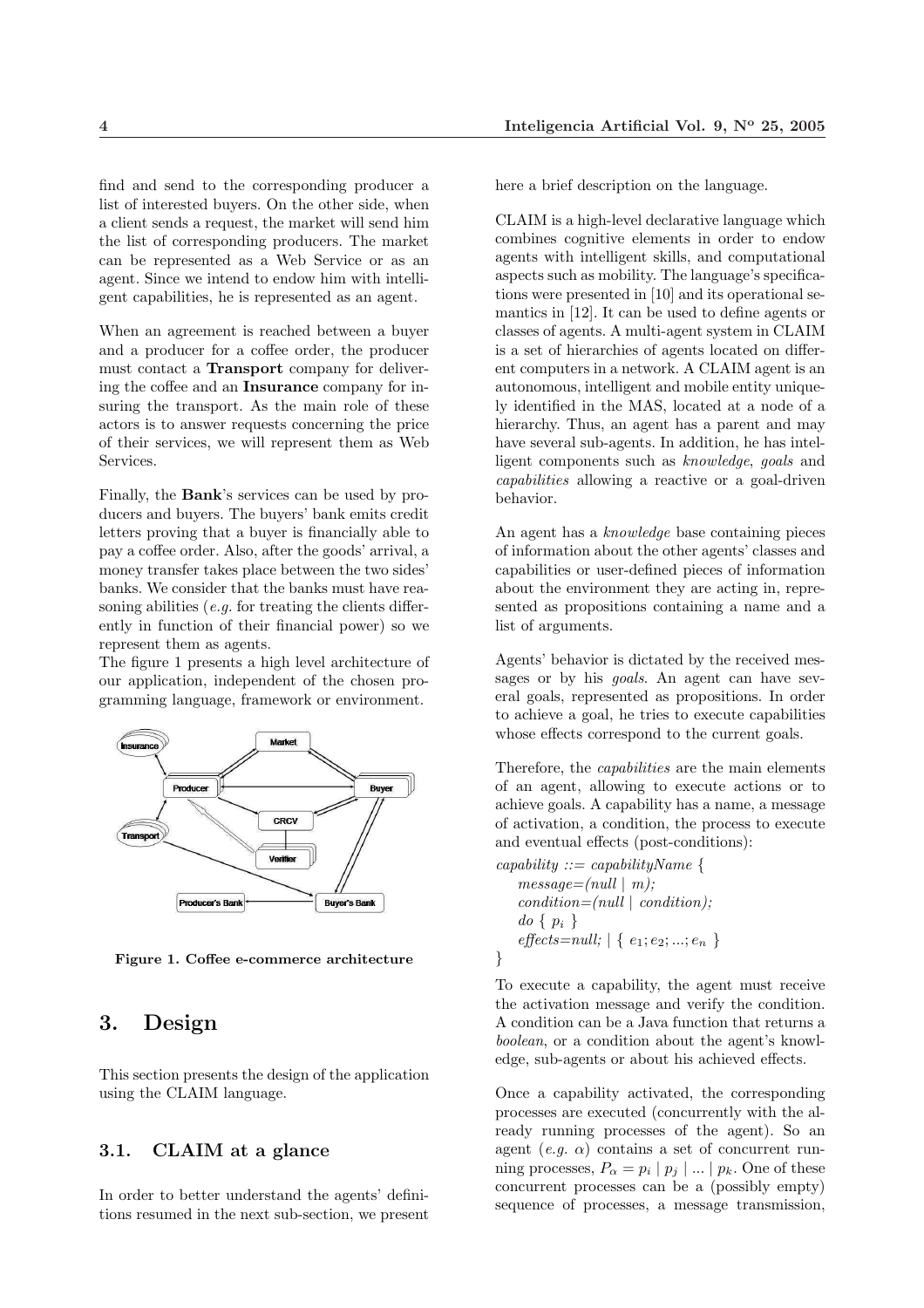find and send to the corresponding producer a list of interested buyers. On the other side, when a client sends a request, the market will send him the list of corresponding producers. The market can be represented as a Web Service or as an agent. Since we intend to endow him with intelligent capabilities, he is represented as an agent.

When an agreement is reached between a buyer and a producer for a coffee order, the producer must contact a **Transport** company for delivering the coffee and an **Insurance** company for insuring the transport. As the main role of these actors is to answer requests concerning the price of their services, we will represent them as Web Services.

Finally, the **Bank**'s services can be used by producers and buyers. The buyers' bank emits credit letters proving that a buyer is financially able to pay a coffee order. Also, after the goods' arrival, a money transfer takes place between the two sides' banks. We consider that the banks must have reasoning abilities (*e.g.* for treating the clients differently in function of their financial power) so we represent them as agents.

The figure 1 presents a high level architecture of our application, independent of the chosen programming language, framework or environment.

**Figure 1. Coffee e-commerce architecture**

# 3. Design

This section presents the design of the application using the CLAIM language.

## 3.1. CLAIM at a glance

In order to better understand the agents' definitions resumed in the next sub-section, we present here a brief description on the language.

CLAIM is a high-level declarative language which combines cognitive elements in order to endow agents with intelligent skills, and computational aspects such as mobility. The language's specifications were presented in [10] and its operational semantics in [12]. It can be used to define agents or classes of agents. A multi-agent system in CLAIM is a set of hierarchies of agents located on different computers in a network. A CLAIM agent is an autonomous, intelligent and mobile entity uniquely identified in the MAS, located at a node of a hierarchy. Thus, an agent has a parent and may have several sub-agents. In addition, he has intelligent components such as *knowledge*, *goals* and *capabilities* allowing a reactive or a goal-driven behavior.

An agent has a *knowledge* base containing pieces of information about the other agents' classes and capabilities or user-defined pieces of information about the environment they are acting in, represented as propositions containing a name and a list of arguments.

Agents' behavior is dictated by the received messages or by his *goals*. An agent can have several goals, represented as propositions. In order to achieve a goal, he tries to execute capabilities whose effects correspond to the current goals.

Therefore, the *capabilities* are the main elements of an agent, allowing to execute actions or to achieve goals. A capability has a name, a message of activation, a condition, the process to execute and eventual effects (post-conditions):

*capability ::= capabilityName* {
  *message=(null* | *m);*
  *condition=(null* | *condition);*
  *do* { $p_i$ }
  *effects=null;* | { $e_1; e_2; ...; e_n$ }
}

To execute a capability, the agent must receive the activation message and verify the condition. A condition can be a Java function that returns a *boolean*, or a condition about the agent's knowledge, sub-agents or about his achieved effects.

Once a capability activated, the corresponding processes are executed (concurrently with the already running processes of the agent). So an agent (*e.g.* $\alpha$) contains a set of concurrent running processes, $P_\alpha = p_i \mid p_j \mid ... \mid p_k$. One of these concurrent processes can be a (possibly empty) sequence of processes, a message transmission,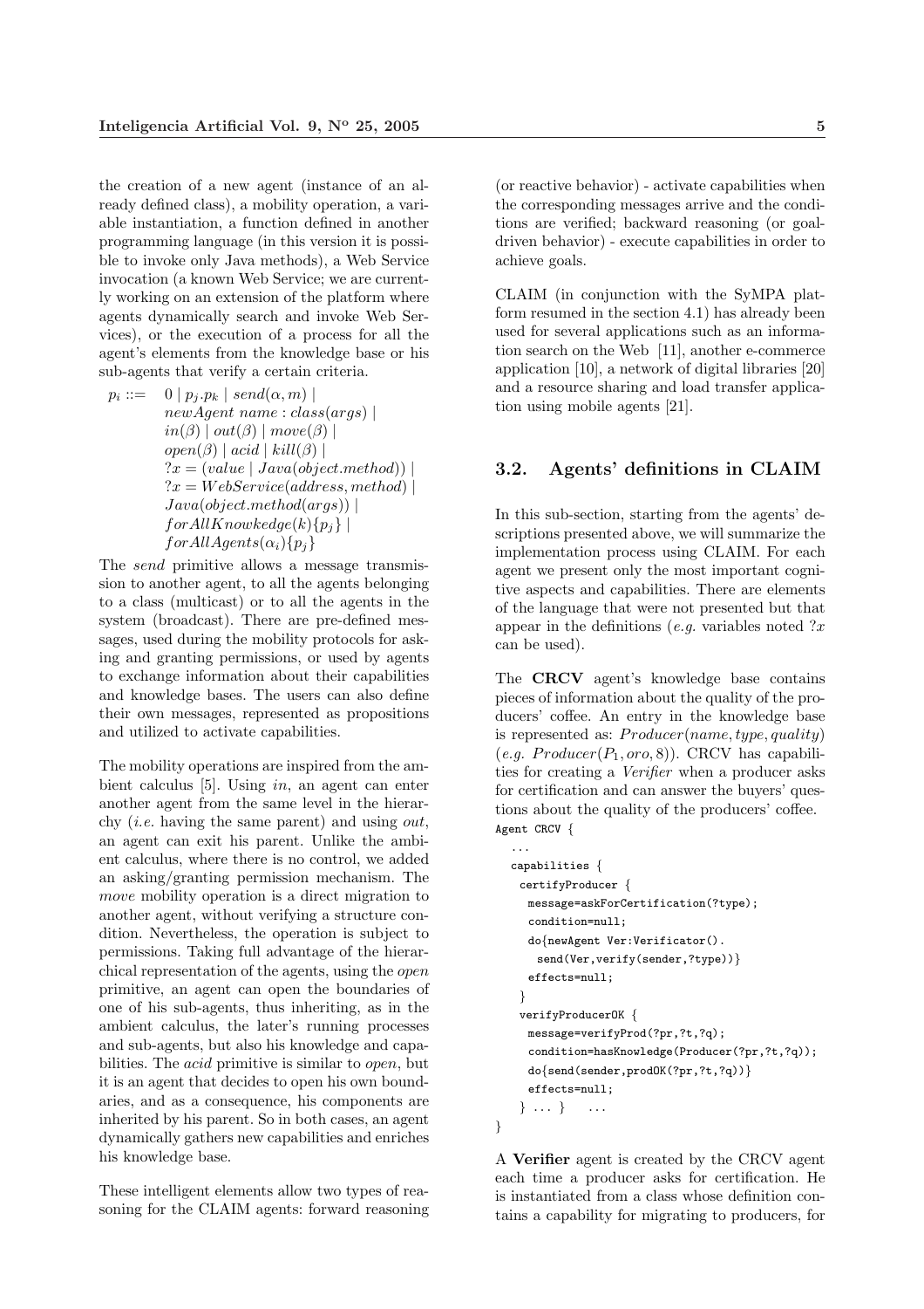the creation of a new agent (instance of an already defined class), a mobility operation, a variable instantiation, a function defined in another programming language (in this version it is possible to invoke only Java methods), a Web Service invocation (a known Web Service; we are currently working on an extension of the platform where agents dynamically search and invoke Web Services), or the execution of a process for all the agent's elements from the knowledge base or his sub-agents that verify a certain criteria.

$$
\begin{aligned}
p_i ::= \;& 0 \mid p_j.p_k \mid send(\alpha, m) \mid \\
& newAgent\ name : class(args) \mid \\
& in(\beta) \mid out(\beta) \mid move(\beta) \mid \\
& open(\beta) \mid acid \mid kill(\beta) \mid \\
& ?x = (value \mid Java(object.method)) \mid \\
& ?x = WebService(address, method) \mid \\
& Java(object.method(args)) \mid \\
& forAllKnowkedge(k)\{p_j\} \mid \\
& forAllAgents(\alpha_i)\{p_j\}
\end{aligned}
$$

The *send* primitive allows a message transmission to another agent, to all the agents belonging to a class (multicast) or to all the agents in the system (broadcast). There are pre-defined messages, used during the mobility protocols for asking and granting permissions, or used by agents to exchange information about their capabilities and knowledge bases. The users can also define their own messages, represented as propositions and utilized to activate capabilities.

The mobility operations are inspired from the ambient calculus [5]. Using *in*, an agent can enter another agent from the same level in the hierarchy (*i.e.* having the same parent) and using *out*, an agent can exit his parent. Unlike the ambient calculus, where there is no control, we added an asking/granting permission mechanism. The *move* mobility operation is a direct migration to another agent, without verifying a structure condition. Nevertheless, the operation is subject to permissions. Taking full advantage of the hierarchical representation of the agents, using the *open* primitive, an agent can open the boundaries of one of his sub-agents, thus inheriting, as in the ambient calculus, the later's running processes and sub-agents, but also his knowledge and capabilities. The *acid* primitive is similar to *open*, but it is an agent that decides to open his own boundaries, and as a consequence, his components are inherited by his parent. So in both cases, an agent dynamically gathers new capabilities and enriches his knowledge base.

These intelligent elements allow two types of reasoning for the CLAIM agents: forward reasoning (or reactive behavior) - activate capabilities when the corresponding messages arrive and the conditions are verified; backward reasoning (or goal-driven behavior) - execute capabilities in order to achieve goals.

CLAIM (in conjunction with the SyMPA platform resumed in the section 4.1) has already been used for several applications such as an information search on the Web [11], another e-commerce application [10], a network of digital libraries [20] and a resource sharing and load transfer application using mobile agents [21].

## 3.2. Agents' definitions in CLAIM

In this sub-section, starting from the agents' descriptions presented above, we will summarize the implementation process using CLAIM. For each agent we present only the most important cognitive aspects and capabilities. There are elements of the language that were not presented but that appear in the definitions (*e.g.* variables noted $?x$ can be used).

The **CRCV** agent's knowledge base contains pieces of information about the quality of the producers' coffee. An entry in the knowledge base is represented as: $Producer(name, type, quality)$ (*e.g.* $Producer(P_1, oro, 8)$). CRCV has capabilities for creating a *Verifier* when a producer asks for certification and can answer the buyers' questions about the quality of the producers' coffee.

```
Agent CRCV {
  ...
  capabilities {
   certifyProducer {
    message=askForCertification(?type);
    condition=null;
    do{newAgent Ver:Verificator().
     send(Ver,verify(sender,?type))}
    effects=null;
   }
   verifyProducerOK {
    message=verifyProd(?pr,?t,?q);
    condition=hasKnowledge(Producer(?pr,?t,?q));
    do{send(sender,prodOK(?pr,?t,?q))}
    effects=null;
   } ... }    ...
}
```

A **Verifier** agent is created by the CRCV agent each time a producer asks for certification. He is instantiated from a class whose definition contains a capability for migrating to producers, for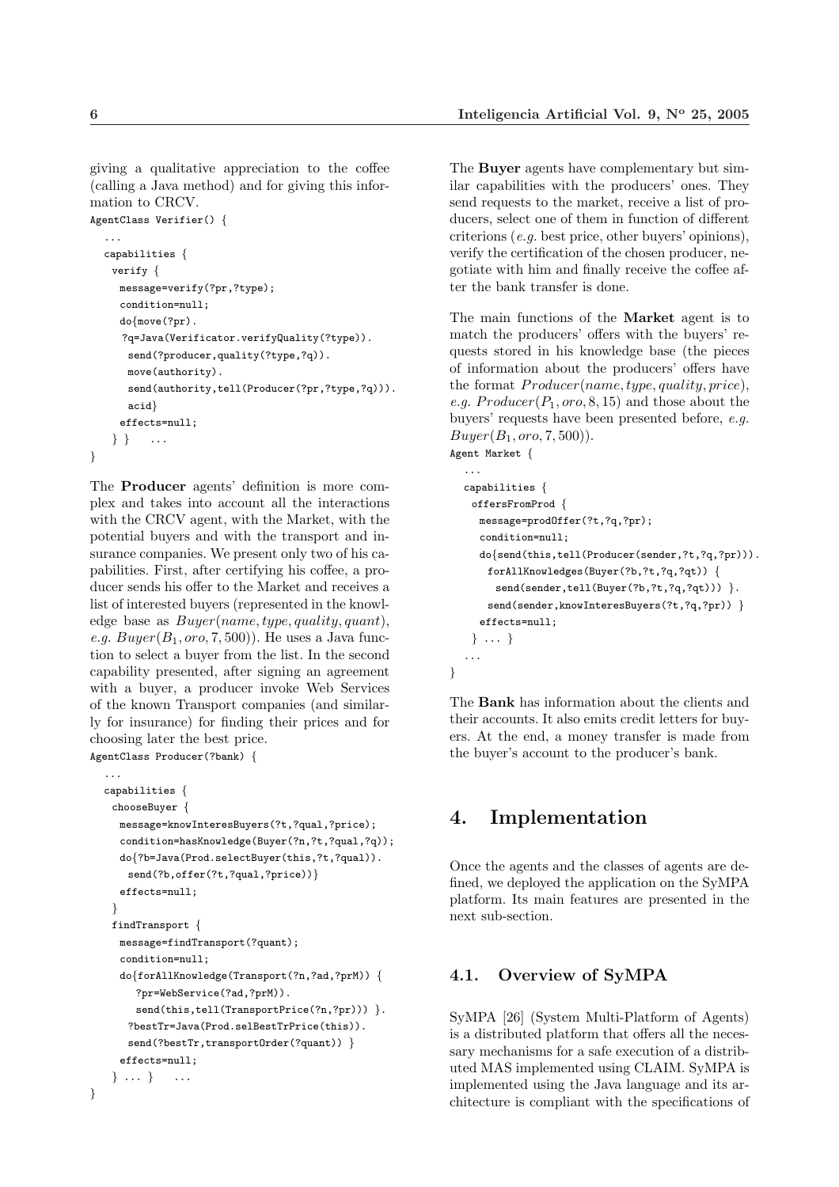giving a qualitative appreciation to the coffee (calling a Java method) and for giving this information to CRCV.

```
AgentClass Verifier() {
  ...
  capabilities {
   verify {
    message=verify(?pr,?type);
    condition=null;
    do{move(?pr).
     ?q=Java(Verificator.verifyQuality(?type)).
      send(?producer,quality(?type,?q)).
      move(authority).
      send(authority,tell(Producer(?pr,?type,?q))).
      acid}
    effects=null;
   } }    ...
}
```

The **Producer** agents' definition is more complex and takes into account all the interactions with the CRCV agent, with the Market, with the potential buyers and with the transport and insurance companies. We present only two of his capabilities. First, after certifying his coffee, a producer sends his offer to the Market and receives a list of interested buyers (represented in the knowledge base as $Buyer(name, type, quality, quant)$, *e.g.* $Buyer(B_1, oro, 7, 500)$). He uses a Java function to select a buyer from the list. In the second capability presented, after signing an agreement with a buyer, a producer invoke Web Services of the known Transport companies (and similarly for insurance) for finding their prices and for choosing later the best price.

```
AgentClass Producer(?bank) {
  ...
  capabilities {
   chooseBuyer {
    message=knowInteresBuyers(?t,?qual,?price);
    condition=hasKnowledge(Buyer(?n,?t,?qual,?q));
    do{?b=Java(Prod.selectBuyer(this,?t,?qual)).
     send(?b,offer(?t,?qual,?price))}
    effects=null;
   }
   findTransport {
    message=findTransport(?quant);
    condition=null;
    do{forAllKnowledge(Transport(?n,?ad,?prM)) {
       ?pr=WebService(?ad,?prM)).
       send(this,tell(TransportPrice(?n,?pr))) }.
     ?bestTr=Java(Prod.selBestTrPrice(this)).
     send(?bestTr,transportOrder(?quant)) }
    effects=null;
   } ... }    ...
}
```

The **Buyer** agents have complementary but similar capabilities with the producers' ones. They send requests to the market, receive a list of producers, select one of them in function of different criterions (*e.g.* best price, other buyers' opinions), verify the certification of the chosen producer, negotiate with him and finally receive the coffee after the bank transfer is done.

The main functions of the **Market** agent is to match the producers' offers with the buyers' requests stored in his knowledge base (the pieces of information about the producers' offers have the format $Producer(name, type, quality, price)$, *e.g.* $Producer(P_1, oro, 8, 15)$ and those about the buyers' requests have been presented before, *e.g.* $Buyer(B_1, oro, 7, 500)$).

```
Agent Market {
  ...
  capabilities {
   offersFromProd {
    message=prodOffer(?t,?q,?pr);
    condition=null;
    do{send(this,tell(Producer(sender,?t,?q,?pr))).
     forAllKnowledges(Buyer(?b,?t,?q,?qt)) {
      send(sender,tell(Buyer(?b,?t,?q,?qt))) }.
     send(sender,knowInteresBuyers(?t,?q,?pr)) }
    effects=null;
   } ... }
  ...
}
```

The **Bank** has information about the clients and their accounts. It also emits credit letters for buyers. At the end, a money transfer is made from the buyer's account to the producer's bank.

# 4. Implementation

Once the agents and the classes of agents are defined, we deployed the application on the SyMPA platform. Its main features are presented in the next sub-section.

## 4.1. Overview of SyMPA

SyMPA [26] (System Multi-Platform of Agents) is a distributed platform that offers all the necessary mechanisms for a safe execution of a distributed MAS implemented using CLAIM. SyMPA is implemented using the Java language and its architecture is compliant with the specifications of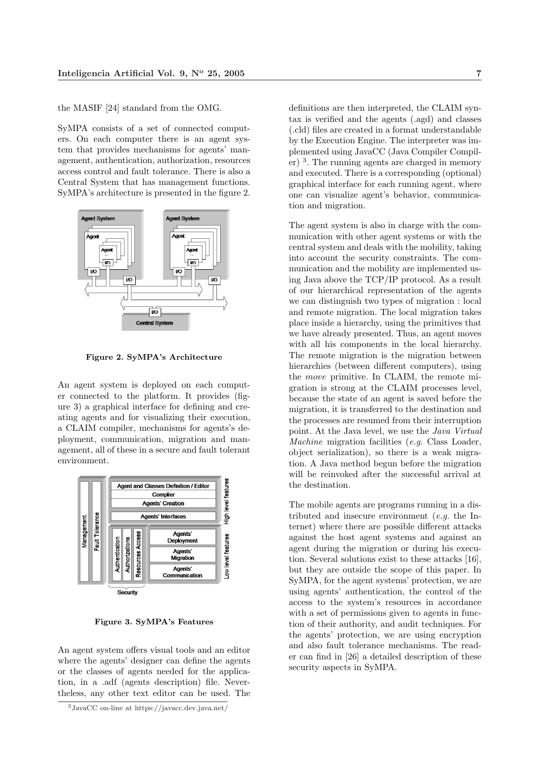the MASIF [24] standard from the OMG.

SyMPA consists of a set of connected computers. On each computer there is an agent system that provides mechanisms for agents' management, authentication, authorization, resources access control and fault tolerance. There is also a Central System that has management functions. SyMPA's architecture is presented in the figure 2.

**Figure 2. SyMPA's Architecture**

An agent system is deployed on each computer connected to the platform. It provides (figure 3) a graphical interface for defining and creating agents and for visualizing their execution, a CLAIM compiler, mechanisms for agents's deployment, communication, migration and management, all of these in a secure and fault tolerant environment.

**Figure 3. SyMPA's Features**

An agent system offers visual tools and an editor where the agents' designer can define the agents or the classes of agents needed for the application, in a .adf (agents description) file. Nevertheless, any other text editor can be used. The definitions are then interpreted, the CLAIM syntax is verified and the agents (.agd) and classes (.cld) files are created in a format understandable by the Execution Engine. The interpreter was implemented using JavaCC (Java Compiler Compiler) [3]. The running agents are charged in memory and executed. There is a corresponding (optional) graphical interface for each running agent, where one can visualize agent's behavior, communication and migration.

The agent system is also in charge with the communication with other agent systems or with the central system and deals with the mobility, taking into account the security constraints. The communication and the mobility are implemented using Java above the TCP/IP protocol. As a result of our hierarchical representation of the agents we can distinguish two types of migration : local and remote migration. The local migration takes place inside a hierarchy, using the primitives that we have already presented. Thus, an agent moves with all his components in the local hierarchy. The remote migration is the migration between hierarchies (between different computers), using the *move* primitive. In CLAIM, the remote migration is strong at the CLAIM processes level, because the state of an agent is saved before the migration, it is transferred to the destination and the processes are resumed from their interruption point. At the Java level, we use the *Java Virtual Machine* migration facilities (*e.g.* Class Loader, object serialization), so there is a weak migration. A Java method begun before the migration will be reinvoked after the successful arrival at the destination.

The mobile agents are programs running in a distributed and insecure environment (*e.g.* the Internet) where there are possible different attacks against the host agent systems and against an agent during the migration or during his execution. Several solutions exist to these attacks [16], but they are outside the scope of this paper. In SyMPA, for the agent systems' protection, we are using agents' authentication, the control of the access to the system's resources in accordance with a set of permissions given to agents in function of their authority, and audit techniques. For the agents' protection, we are using encryption and also fault tolerance mechanisms. The reader can find in [26] a detailed description of these security aspects in SyMPA.

[3] JavaCC on-line at https://javacc.dev.java.net/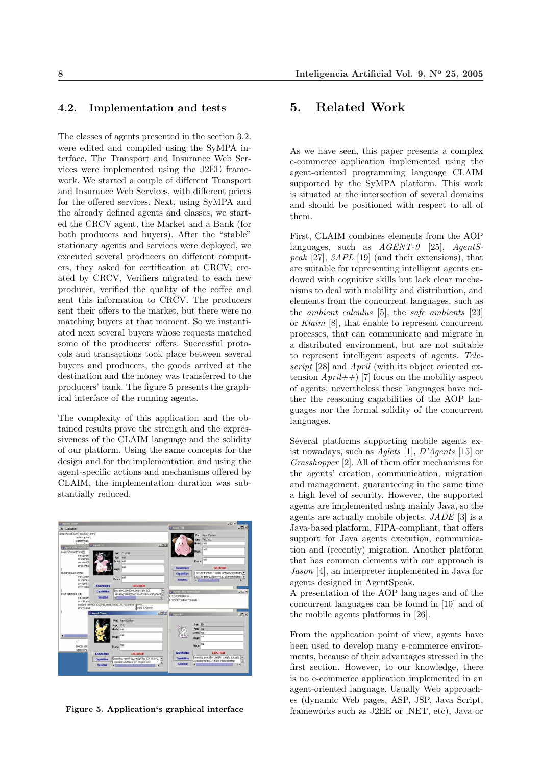### 4.2. Implementation and tests

The classes of agents presented in the section 3.2. were edited and compiled using the SyMPA interface. The Transport and Insurance Web Services were implemented using the J2EE framework. We started a couple of different Transport and Insurance Web Services, with different prices for the offered services. Next, using SyMPA and the already defined agents and classes, we started the CRCV agent, the Market and a Bank (for both producers and buyers). After the "stable" stationary agents and services were deployed, we executed several producers on different computers, they asked for certification at CRCV; created by CRCV, Verifiers migrated to each new producer, verified the quality of the coffee and sent this information to CRCV. The producers sent their offers to the market, but there were no matching buyers at that moment. So we instantiated next several buyers whose requests matched some of the producers' offers. Successful protocols and transactions took place between several buyers and producers, the goods arrived at the destination and the money was transferred to the producers' bank. The figure 5 presents the graphical interface of the running agents.

The complexity of this application and the obtained results prove the strength and the expressiveness of the CLAIM language and the solidity of our platform. Using the same concepts for the design and for the implementation and using the agent-specific actions and mechanisms offered by CLAIM, the implementation duration was substantially reduced.

**Figure 5. Application's graphical interface**

## 5. Related Work

As we have seen, this paper presents a complex e-commerce application implemented using the agent-oriented programming language CLAIM supported by the SyMPA platform. This work is situated at the intersection of several domains and should be positioned with respect to all of them.

First, CLAIM combines elements from the AOP languages, such as *AGENT-0* [25], *AgentSpeak* [27], *3APL* [19] (and their extensions), that are suitable for representing intelligent agents endowed with cognitive skills but lack clear mechanisms to deal with mobility and distribution, and elements from the concurrent languages, such as the *ambient calculus* [5], the *safe ambients* [23] or *Klaim* [8], that enable to represent concurrent processes, that can communicate and migrate in a distributed environment, but are not suitable to represent intelligent aspects of agents. *Telescript* [28] and *April* (with its object oriented extension *April++*) [7] focus on the mobility aspect of agents; nevertheless these languages have neither the reasoning capabilities of the AOP languages nor the formal solidity of the concurrent languages.

Several platforms supporting mobile agents exist nowadays, such as *Aglets* [1], *D'Agents* [15] or *Grasshopper* [2]. All of them offer mechanisms for the agents' creation, communication, migration and management, guaranteeing in the same time a high level of security. However, the supported agents are implemented using mainly Java, so the agents are actually mobile objects. *JADE* [3] is a Java-based platform, FIPA-compliant, that offers support for Java agents execution, communication and (recently) migration. Another platform that has common elements with our approach is *Jason* [4], an interpreter implemented in Java for agents designed in AgentSpeak.
A presentation of the AOP languages and of the concurrent languages can be found in [10] and of the mobile agents platforms in [26].

From the application point of view, agents have been used to develop many e-commerce environments, because of their advantages stressed in the first section. However, to our knowledge, there is no e-commerce application implemented in an agent-oriented language. Usually Web approaches (dynamic Web pages, ASP, JSP, Java Script, frameworks such as J2EE or .NET, etc), Java or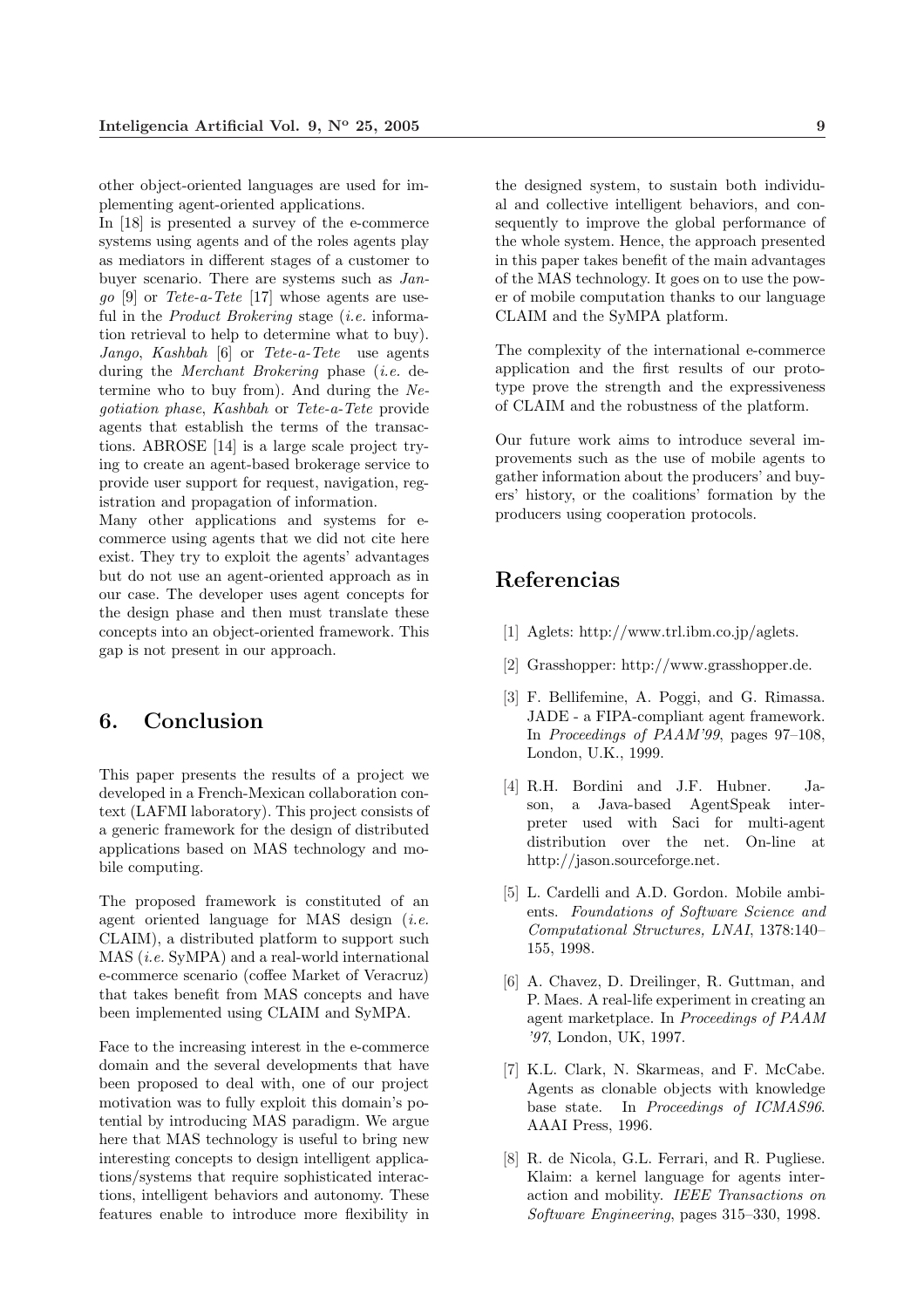other object-oriented languages are used for implementing agent-oriented applications.

In [18] is presented a survey of the e-commerce systems using agents and of the roles agents play as mediators in different stages of a customer to buyer scenario. There are systems such as *Jango* [9] or *Tete-a-Tete* [17] whose agents are useful in the *Product Brokering* stage (*i.e.* information retrieval to help to determine what to buy). *Jango*, *Kashbah* [6] or *Tete-a-Tete* use agents during the *Merchant Brokering* phase (*i.e.* determine who to buy from). And during the *Negotiation phase*, *Kashbah* or *Tete-a-Tete* provide agents that establish the terms of the transactions. ABROSE [14] is a large scale project trying to create an agent-based brokerage service to provide user support for request, navigation, registration and propagation of information.

Many other applications and systems for e-commerce using agents that we did not cite here exist. They try to exploit the agents' advantages but do not use an agent-oriented approach as in our case. The developer uses agent concepts for the design phase and then must translate these concepts into an object-oriented framework. This gap is not present in our approach.

## 6. Conclusion

This paper presents the results of a project we developed in a French-Mexican collaboration context (LAFMI laboratory). This project consists of a generic framework for the design of distributed applications based on MAS technology and mobile computing.

The proposed framework is constituted of an agent oriented language for MAS design (*i.e.* CLAIM), a distributed platform to support such MAS (*i.e.* SyMPA) and a real-world international e-commerce scenario (coffee Market of Veracruz) that takes benefit from MAS concepts and have been implemented using CLAIM and SyMPA.

Face to the increasing interest in the e-commerce domain and the several developments that have been proposed to deal with, one of our project motivation was to fully exploit this domain's potential by introducing MAS paradigm. We argue here that MAS technology is useful to bring new interesting concepts to design intelligent applications/systems that require sophisticated interactions, intelligent behaviors and autonomy. These features enable to introduce more flexibility in the designed system, to sustain both individual and collective intelligent behaviors, and consequently to improve the global performance of the whole system. Hence, the approach presented in this paper takes benefit of the main advantages of the MAS technology. It goes on to use the power of mobile computation thanks to our language CLAIM and the SyMPA platform.

The complexity of the international e-commerce application and the first results of our prototype prove the strength and the expressiveness of CLAIM and the robustness of the platform.

Our future work aims to introduce several improvements such as the use of mobile agents to gather information about the producers' and buyers' history, or the coalitions' formation by the producers using cooperation protocols.

## Referencias

[1] Aglets: http://www.trl.ibm.co.jp/aglets.

[2] Grasshopper: http://www.grasshopper.de.

[3] F. Bellifemine, A. Poggi, and G. Rimassa. JADE - a FIPA-compliant agent framework. In *Proceedings of PAAM'99*, pages 97–108, London, U.K., 1999.

[4] R.H. Bordini and J.F. Hubner. Jason, a Java-based AgentSpeak interpreter used with Saci for multi-agent distribution over the net. On-line at http://jason.sourceforge.net.

[5] L. Cardelli and A.D. Gordon. Mobile ambients. *Foundations of Software Science and Computational Structures, LNAI*, 1378:140–155, 1998.

[6] A. Chavez, D. Dreilinger, R. Guttman, and P. Maes. A real-life experiment in creating an agent marketplace. In *Proceedings of PAAM '97*, London, UK, 1997.

[7] K.L. Clark, N. Skarmeas, and F. McCabe. Agents as clonable objects with knowledge base state. In *Proceedings of ICMAS96*. AAAI Press, 1996.

[8] R. de Nicola, G.L. Ferrari, and R. Pugliese. Klaim: a kernel language for agents interaction and mobility. *IEEE Transactions on Software Engineering*, pages 315–330, 1998.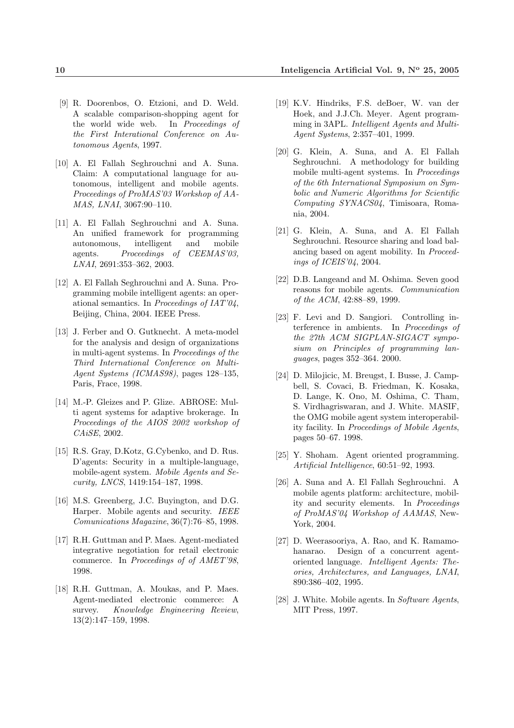[9] R. Doorenbos, O. Etzioni, and D. Weld. A scalable comparison-shopping agent for the world wide web. In *Proceedings of the First Interational Conference on Autonomous Agents*, 1997.

[10] A. El Fallah Seghrouchni and A. Suna. Claim: A computational language for autonomous, intelligent and mobile agents. *Proceedings of ProMAS'03 Workshop of AAMAS, LNAI*, 3067:90–110.

[11] A. El Fallah Seghrouchni and A. Suna. An unified framework for programming autonomous, intelligent and mobile agents. *Proceedings of CEEMAS'03, LNAI*, 2691:353–362, 2003.

[12] A. El Fallah Seghrouchni and A. Suna. Programming mobile intelligent agents: an operational semantics. In *Proceedings of IAT'04*, Beijing, China, 2004. IEEE Press.

[13] J. Ferber and O. Gutknecht. A meta-model for the analysis and design of organizations in multi-agent systems. In *Proceedings of the Third International Conference on Multi-Agent Systems (ICMAS98)*, pages 128–135, Paris, Frace, 1998.

[14] M.-P. Gleizes and P. Glize. ABROSE: Multi agent systems for adaptive brokerage. In *Proceedings of the AIOS 2002 workshop of CAiSE*, 2002.

[15] R.S. Gray, D.Kotz, G.Cybenko, and D. Rus. D'agents: Security in a multiple-language, mobile-agent system. *Mobile Agents and Security, LNCS*, 1419:154–187, 1998.

[16] M.S. Greenberg, J.C. Buyington, and D.G. Harper. Mobile agents and security. *IEEE Comunications Magazine*, 36(7):76–85, 1998.

[17] R.H. Guttman and P. Maes. Agent-mediated integrative negotiation for retail electronic commerce. In *Proceedings of of AMET'98*, 1998.

[18] R.H. Guttman, A. Moukas, and P. Maes. Agent-mediated electronic commerce: A survey. *Knowledge Engineering Review*, 13(2):147–159, 1998.

[19] K.V. Hindriks, F.S. deBoer, W. van der Hoek, and J.J.Ch. Meyer. Agent programming in 3APL. *Intelligent Agents and Multi-Agent Systems*, 2:357–401, 1999.

[20] G. Klein, A. Suna, and A. El Fallah Seghrouchni. A methodology for building mobile multi-agent systems. In *Proceedings of the 6th International Symposium on Symbolic and Numeric Algorithms for Scientific Computing SYNACS04*, Timisoara, Romania, 2004.

[21] G. Klein, A. Suna, and A. El Fallah Seghrouchni. Resource sharing and load balancing based on agent mobility. In *Proceedings of ICEIS'04*, 2004.

[22] D.B. Langeand and M. Oshima. Seven good reasons for mobile agents. *Communication of the ACM*, 42:88–89, 1999.

[23] F. Levi and D. Sangiori. Controlling interference in ambients. In *Proceedings of the 27th ACM SIGPLAN-SIGACT symposium on Principles of programming languages*, pages 352–364. 2000.

[24] D. Milojicic, M. Breugst, I. Busse, J. Campbell, S. Covaci, B. Friedman, K. Kosaka, D. Lange, K. Ono, M. Oshima, C. Tham, S. Virdhagriswaran, and J. White. MASIF, the OMG mobile agent system interoperability facility. In *Proceedings of Mobile Agents*, pages 50–67. 1998.

[25] Y. Shoham. Agent oriented programming. *Artificial Intelligence*, 60:51–92, 1993.

[26] A. Suna and A. El Fallah Seghrouchni. A mobile agents platform: architecture, mobility and security elements. In *Proceedings of ProMAS'04 Workshop of AAMAS*, New-York, 2004.

[27] D. Weerasooriya, A. Rao, and K. Ramamohanarao. Design of a concurrent agent-oriented language. *Intelligent Agents: Theories, Architectures, and Languages, LNAI*, 890:386–402, 1995.

[28] J. White. Mobile agents. In *Software Agents*, MIT Press, 1997.